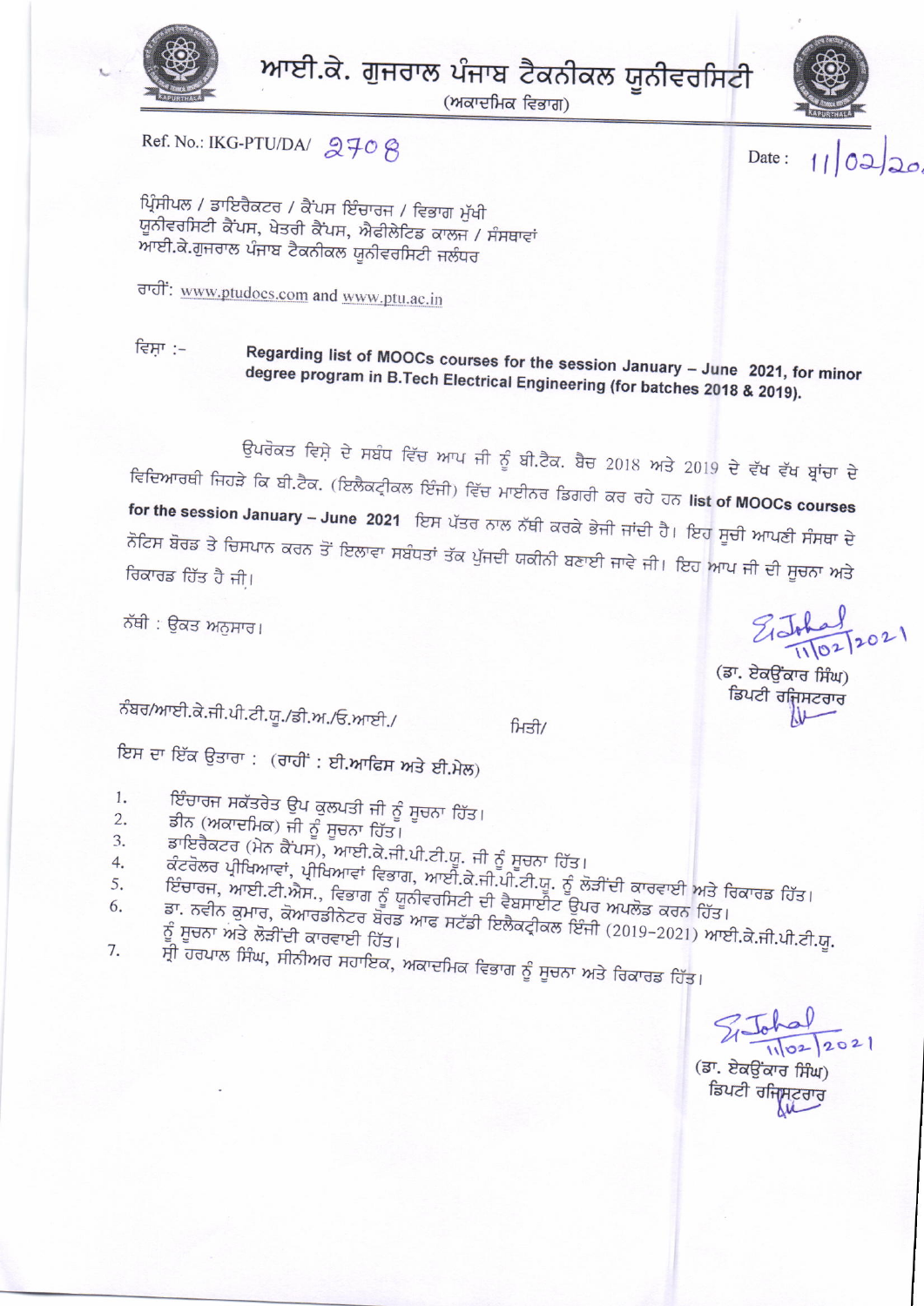# ਆਈ.ਕੇ. ਗੁਜਰਾਲ ਪੰਜਾਬ ਟੈਕਨੀਕਲ ਯੂਨੀਵਰਸਿਟੀ

(ਅਕਾਦਮਿਕ ਵਿਭਾਗ)

Ref. No.: IKG-PTU/DA/ 2708

Date : 11/02/20

ਪ੍ਰਿੰਸੀਪਲ / ਡਾਇਰੈਕਟਰ / ਕੈਂਪਸ ਇੰਚਾਰਜ / ਵਿਭਾਗ ਮੁੱਖੀ
ਯੂਨੀਵਰਸਿਟੀ ਕੈਂਪਸ, ਖੇਤਰੀ ਕੈਂਪਸ, ਐਫੀਲੇਟਿਡ ਕਾਲਜ / ਸੰਸਥਾਵਾਂ
ਆਈ.ਕੇ.ਗੁਜਰਾਲ ਪੰਜਾਬ ਟੈਕਨੀਕਲ ਯੂਨੀਵਰਸਿਟੀ ਜਲੰਧਰ

ਰਾਹੀਂ: www.ptudocs.com and www.ptu.ac.in

ਵਿਸ਼ਾ :- **Regarding list of MOOCs courses for the session January – June 2021, for minor degree program in B.Tech Electrical Engineering (for batches 2018 & 2019).**

ਉਪਰੋਕਤ ਵਿਸ਼ੇ ਦੇ ਸਬੰਧ ਵਿੱਚ ਆਪ ਜੀ ਨੂੰ ਬੀ.ਟੈਕ. ਬੈਚ 2018 ਅਤੇ 2019 ਦੇ ਵੱਖ ਵੱਖ ਬ੍ਰਾਂਚਾ ਦੇ ਵਿਦਿਆਰਥੀ ਜਿਹੜੇ ਕਿ ਬੀ.ਟੈਕ. (ਇਲੈਕਟ੍ਰੀਕਲ ਇੰਜੀ) ਵਿੱਚ ਮਾਈਨਰ ਡਿਗਰੀ ਕਰ ਰਹੇ ਹਨ **list of MOOCs courses for the session January – June 2021** ਇਸ ਪੱਤਰ ਨਾਲ ਨੱਥੀ ਕਰਕੇ ਭੇਜੀ ਜਾਂਦੀ ਹੈ। ਇਹ ਸੂਚੀ ਆਪਣੀ ਸੰਸਥਾ ਦੇ ਨੋਟਿਸ ਬੋਰਡ ਤੇ ਚਿਸਪਾਨ ਕਰਨ ਤੋਂ ਇਲਾਵਾ ਸਬੰਧਤਾਂ ਤੱਕ ਪੁੱਜਦੀ ਯਕੀਨੀ ਬਣਾਈ ਜਾਵੇ ਜੀ। ਇਹ ਆਪ ਜੀ ਦੀ ਸੂਚਨਾ ਅਤੇ ਰਿਕਾਰਡ ਹਿੱਤ ਹੈ ਜੀ।

ਨੱਥੀ : ਉਕਤ ਅਨੁਸਾਰ।

11/02/2021
(ਡਾ. ਏਕਉਂਕਾਰ ਸਿੰਘ)
ਡਿਪਟੀ ਰਜਿਸਟਰਾਰ

ਨੰਬਰ/ਆਈ.ਕੇ.ਜੀ.ਪੀ.ਟੀ.ਯੂ./ਡੀ.ਅ./ਓ.ਆਈ./ ਮਿਤੀ/

ਇਸ ਦਾ ਇੱਕ ਉਤਾਰਾ : (ਰਾਹੀਂ : ਈ.ਆਫਿਸ ਅਤੇ ਈ.ਮੇਲ)

1. ਇੰਚਾਰਜ ਸਕੱਤਰੇਤ ਉਪ ਕੁਲਪਤੀ ਜੀ ਨੂੰ ਸੂਚਨਾ ਹਿੱਤ।
2. ਡੀਨ (ਅਕਾਦਮਿਕ) ਜੀ ਨੂੰ ਸੂਚਨਾ ਹਿੱਤ।
3. ਡਾਇਰੈਕਟਰ (ਮੇਨ ਕੈਂਪਸ), ਆਈ.ਕੇ.ਜੀ.ਪੀ.ਟੀ.ਯੂ. ਜੀ ਨੂੰ ਸੂਚਨਾ ਹਿੱਤ।
4. ਕੰਟਰੋਲਰ ਪ੍ਰੀਖਿਆਵਾਂ, ਪ੍ਰੀਖਿਆਵਾਂ ਵਿਭਾਗ, ਆਈ.ਕੇ.ਜੀ.ਪੀ.ਟੀ.ਯੂ. ਨੂੰ ਲੋੜੀਂਦੀ ਕਾਰਵਾਈ ਅਤੇ ਰਿਕਾਰਡ ਹਿੱਤ।
5. ਇੰਚਾਰਜ, ਆਈ.ਟੀ.ਐਸ., ਵਿਭਾਗ ਨੂੰ ਯੂਨੀਵਰਸਿਟੀ ਦੀ ਵੈਬਸਾਈਟ ਉਪਰ ਅਪਲੋਡ ਕਰਨ ਹਿੱਤ।
6. ਡਾ. ਨਵੀਨ ਕੁਮਾਰ, ਕੋਆਰਡੀਨੇਟਰ ਬੋਰਡ ਆਫ ਸਟੱਡੀ ਇਲੈਕਟ੍ਰੀਕਲ ਇੰਜੀ (2019-2021) ਆਈ.ਕੇ.ਜੀ.ਪੀ.ਟੀ.ਯੂ. ਨੂੰ ਸੂਚਨਾ ਅਤੇ ਲੋੜੀਂਦੀ ਕਾਰਵਾਈ ਹਿੱਤ।
7. ਸ੍ਰੀ ਹਰਪਾਲ ਸਿੰਘ, ਸੀਨੀਅਰ ਸਹਾਇਕ, ਅਕਾਦਮਿਕ ਵਿਭਾਗ ਨੂੰ ਸੂਚਨਾ ਅਤੇ ਰਿਕਾਰਡ ਹਿੱਤ।

11/02/2021
(ਡਾ. ਏਕਉਂਕਾਰ ਸਿੰਘ)
ਡਿਪਟੀ ਰਜਿਸਟਰਾਰ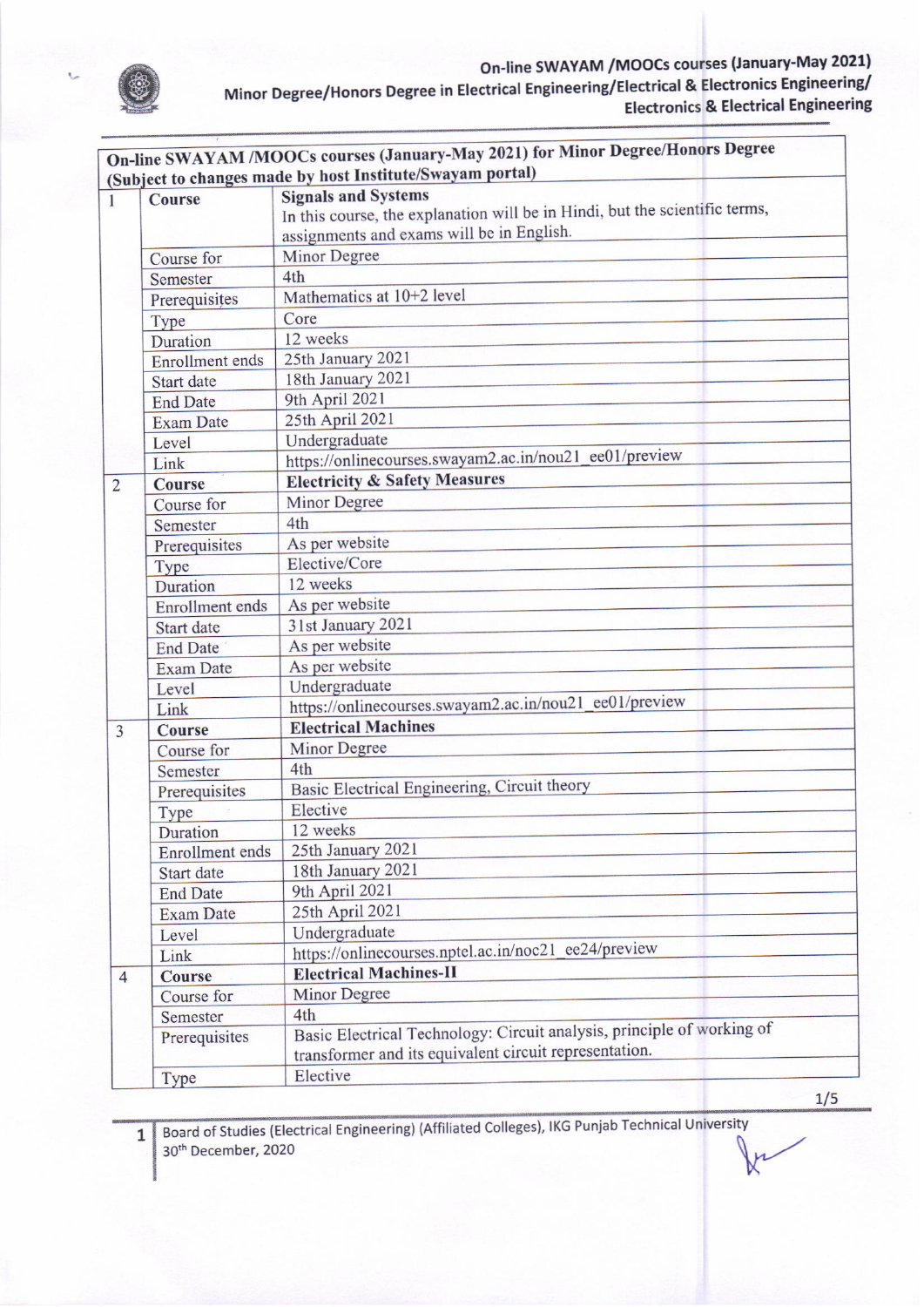# On-line SWAYAM /MOOCs courses (January-May 2021)

## Minor Degree/Honors Degree in Electrical Engineering/Electrical & Electronics Engineering/ Electronics & Electrical Engineering

| On-line SWAYAM /MOOCs courses (January-May 2021) for Minor Degree/Honors Degree (Subject to changes made by host Institute/Swayam portal) | | |
|---|---|---|
| 1 | **Course** | **Signals and Systems** In this course, the explanation will be in Hindi, but the scientific terms, assignments and exams will be in English. |
| | Course for | Minor Degree |
| | Semester | 4th |
| | Prerequisites | Mathematics at 10+2 level |
| | Type | Core |
| | Duration | 12 weeks |
| | Enrollment ends | 25th January 2021 |
| | Start date | 18th January 2021 |
| | End Date | 9th April 2021 |
| | Exam Date | 25th April 2021 |
| | Level | Undergraduate |
| | Link | https://onlinecourses.swayam2.ac.in/nou21_ee01/preview |
| 2 | **Course** | **Electricity & Safety Measures** |
| | Course for | Minor Degree |
| | Semester | 4th |
| | Prerequisites | As per website |
| | Type | Elective/Core |
| | Duration | 12 weeks |
| | Enrollment ends | As per website |
| | Start date | 31st January 2021 |
| | End Date | As per website |
| | Exam Date | As per website |
| | Level | Undergraduate |
| | Link | https://onlinecourses.swayam2.ac.in/nou21_ee01/preview |
| 3 | **Course** | **Electrical Machines** |
| | Course for | Minor Degree |
| | Semester | 4th |
| | Prerequisites | Basic Electrical Engineering, Circuit theory |
| | Type | Elective |
| | Duration | 12 weeks |
| | Enrollment ends | 25th January 2021 |
| | Start date | 18th January 2021 |
| | End Date | 9th April 2021 |
| | Exam Date | 25th April 2021 |
| | Level | Undergraduate |
| | Link | https://onlinecourses.nptel.ac.in/noc21_ee24/preview |
| 4 | **Course** | **Electrical Machines-II** |
| | Course for | Minor Degree |
| | Semester | 4th |
| | Prerequisites | Basic Electrical Technology: Circuit analysis, principle of working of transformer and its equivalent circuit representation. |
| | Type | Elective |

Board of Studies (Electrical Engineering) (Affiliated Colleges), IKG Punjab Technical University
30th December, 2020